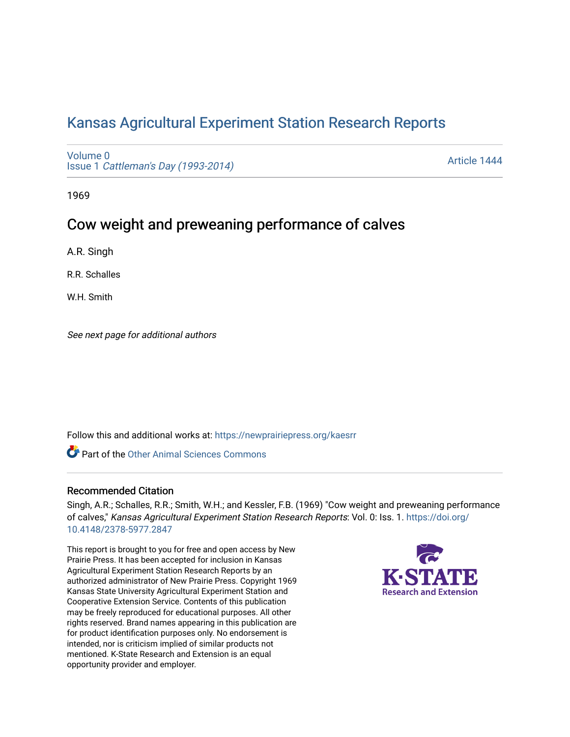# Kansas Agricultural Experiment Station Research Reports

Volume 0
Issue 1 *Cattleman's Day (1993-2014)*

Article 1444

1969

## Cow weight and preweaning performance of calves

A.R. Singh

R.R. Schalles

W.H. Smith

*See next page for additional authors*

Follow this and additional works at: https://newprairiepress.org/kaesrr

Part of the Other Animal Sciences Commons

### Recommended Citation

Singh, A.R.; Schalles, R.R.; Smith, W.H.; and Kessler, F.B. (1969) "Cow weight and preweaning performance of calves," *Kansas Agricultural Experiment Station Research Reports*: Vol. 0: Iss. 1. https://doi.org/10.4148/2378-5977.2847

This report is brought to you for free and open access by New Prairie Press. It has been accepted for inclusion in Kansas Agricultural Experiment Station Research Reports by an authorized administrator of New Prairie Press. Copyright 1969 Kansas State University Agricultural Experiment Station and Cooperative Extension Service. Contents of this publication may be freely reproduced for educational purposes. All other rights reserved. Brand names appearing in this publication are for product identification purposes only. No endorsement is intended, nor is criticism implied of similar products not mentioned. K-State Research and Extension is an equal opportunity provider and employer.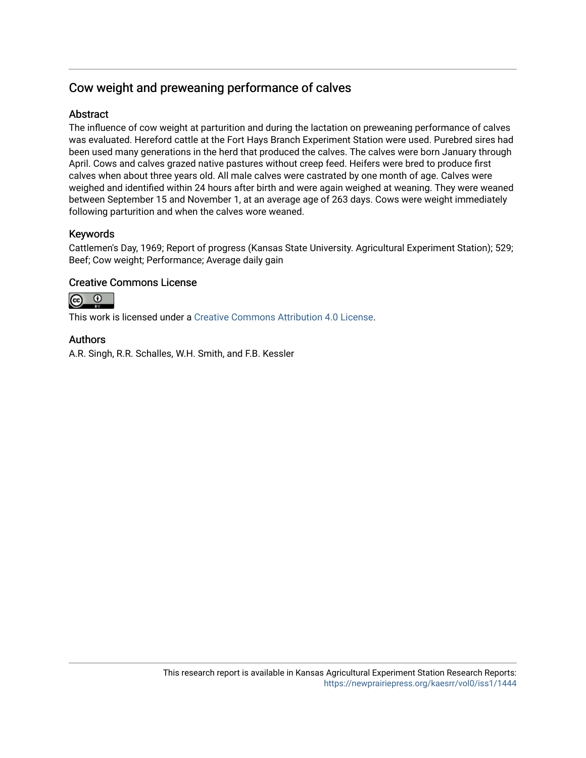## Cow weight and preweaning performance of calves

### Abstract

The influence of cow weight at parturition and during the lactation on preweaning performance of calves was evaluated. Hereford cattle at the Fort Hays Branch Experiment Station were used. Purebred sires had been used many generations in the herd that produced the calves. The calves were born January through April. Cows and calves grazed native pastures without creep feed. Heifers were bred to produce first calves when about three years old. All male calves were castrated by one month of age. Calves were weighed and identified within 24 hours after birth and were again weighed at weaning. They were weaned between September 15 and November 1, at an average age of 263 days. Cows were weight immediately following parturition and when the calves wore weaned.

### Keywords

Cattlemen's Day, 1969; Report of progress (Kansas State University. Agricultural Experiment Station); 529; Beef; Cow weight; Performance; Average daily gain

### Creative Commons License

This work is licensed under a Creative Commons Attribution 4.0 License.

### Authors

A.R. Singh, R.R. Schalles, W.H. Smith, and F.B. Kessler

This research report is available in Kansas Agricultural Experiment Station Research Reports: https://newprairiepress.org/kaesrr/vol0/iss1/1444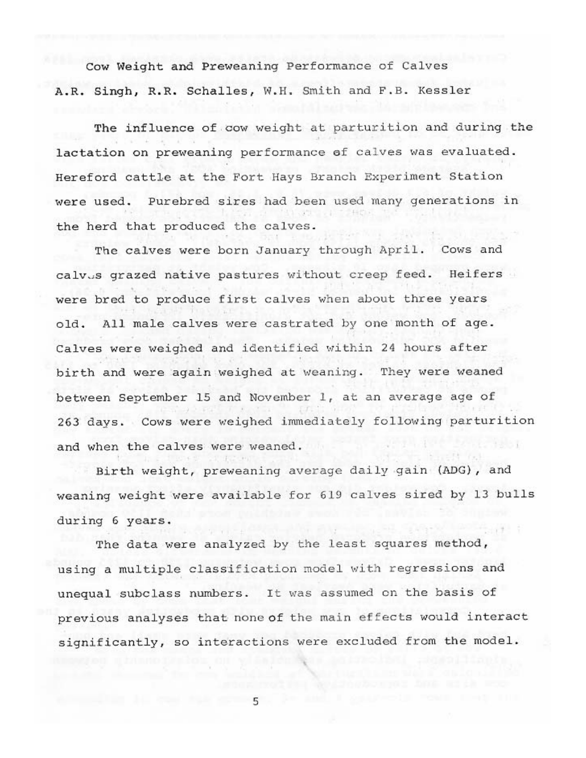# Cow Weight and Preweaning Performance of Calves

A.R. Singh, R.R. Schalles, W.H. Smith and F.B. Kessler

The influence of cow weight at parturition and during the lactation on preweaning performance of calves was evaluated. Hereford cattle at the Fort Hays Branch Experiment Station were used. Purebred sires had been used many generations in the herd that produced the calves.

The calves were born January through April. Cows and calves grazed native pastures without creep feed. Heifers were bred to produce first calves when about three years old. All male calves were castrated by one month of age. Calves were weighed and identified within 24 hours after birth and were again weighed at weaning. They were weaned between September 15 and November 1, at an average age of 263 days. Cows were weighed immediately following parturition and when the calves were weaned.

Birth weight, preweaning average daily gain (ADG), and weaning weight were available for 619 calves sired by 13 bulls during 6 years.

The data were analyzed by the least squares method, using a multiple classification model with regressions and unequal subclass numbers. It was assumed on the basis of previous analyses that none of the main effects would interact significantly, so interactions were excluded from the model.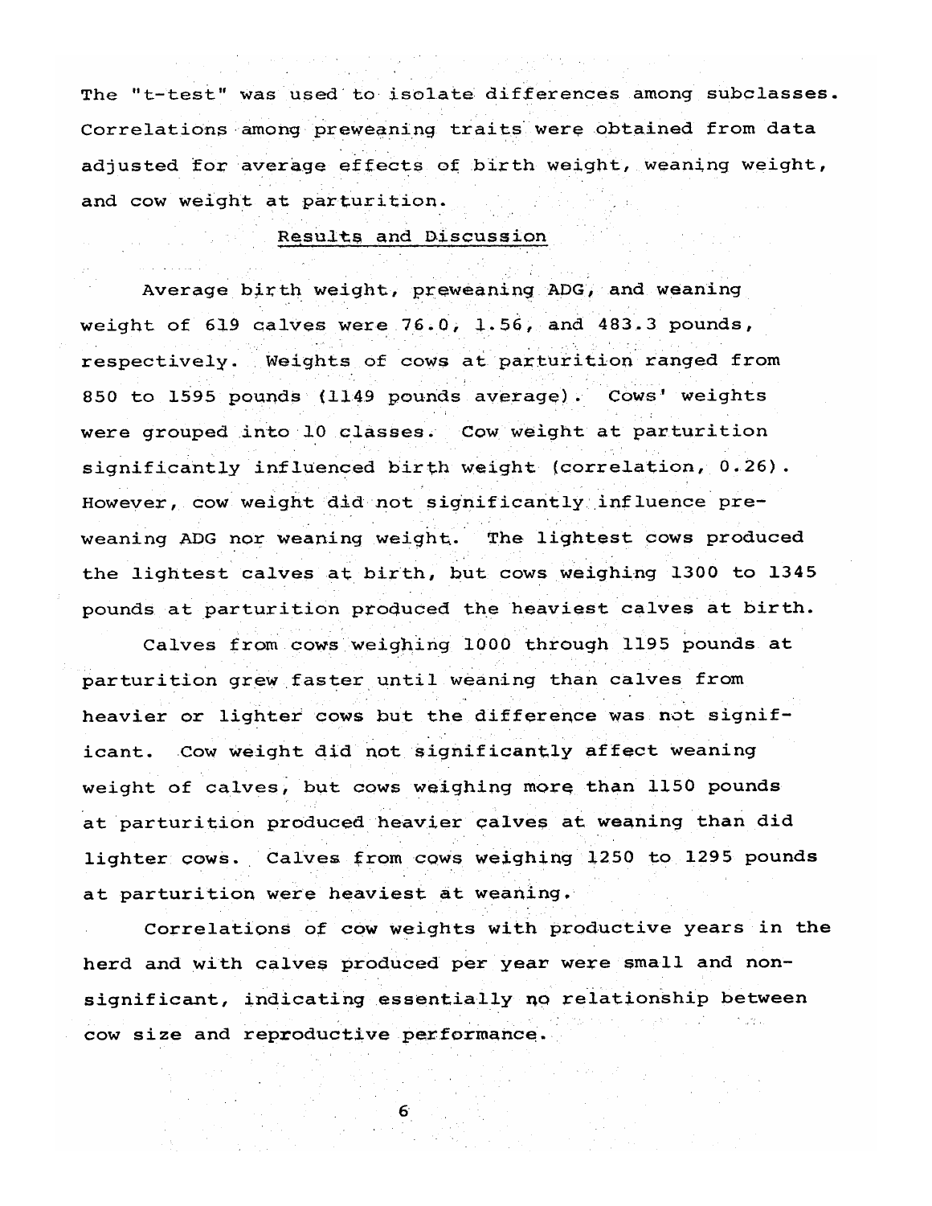The "t-test" was used to isolate differences among subclasses. Correlations among preweaning traits were obtained from data adjusted for average effects of birth weight, weaning weight, and cow weight at parturition.

## Results and Discussion

Average birth weight, preweaning ADG, and weaning weight of 619 calves were 76.0, 1.56, and 483.3 pounds, respectively. Weights of cows at parturition ranged from 850 to 1595 pounds (1149 pounds average). Cows' weights were grouped into 10 classes. Cow weight at parturition significantly influenced birth weight (correlation, 0.26). However, cow weight did not significantly influence preweaning ADG nor weaning weight. The lightest cows produced the lightest calves at birth, but cows weighing 1300 to 1345 pounds at parturition produced the heaviest calves at birth.

Calves from cows weighing 1000 through 1195 pounds at parturition grew faster until weaning than calves from heavier or lighter cows but the difference was not significant. Cow weight did not significantly affect weaning weight of calves, but cows weighing more than 1150 pounds at parturition produced heavier calves at weaning than did lighter cows. Calves from cows weighing 1250 to 1295 pounds at parturition were heaviest at weaning.

Correlations of cow weights with productive years in the herd and with calves produced per year were small and nonsignificant, indicating essentially no relationship between cow size and reproductive performance.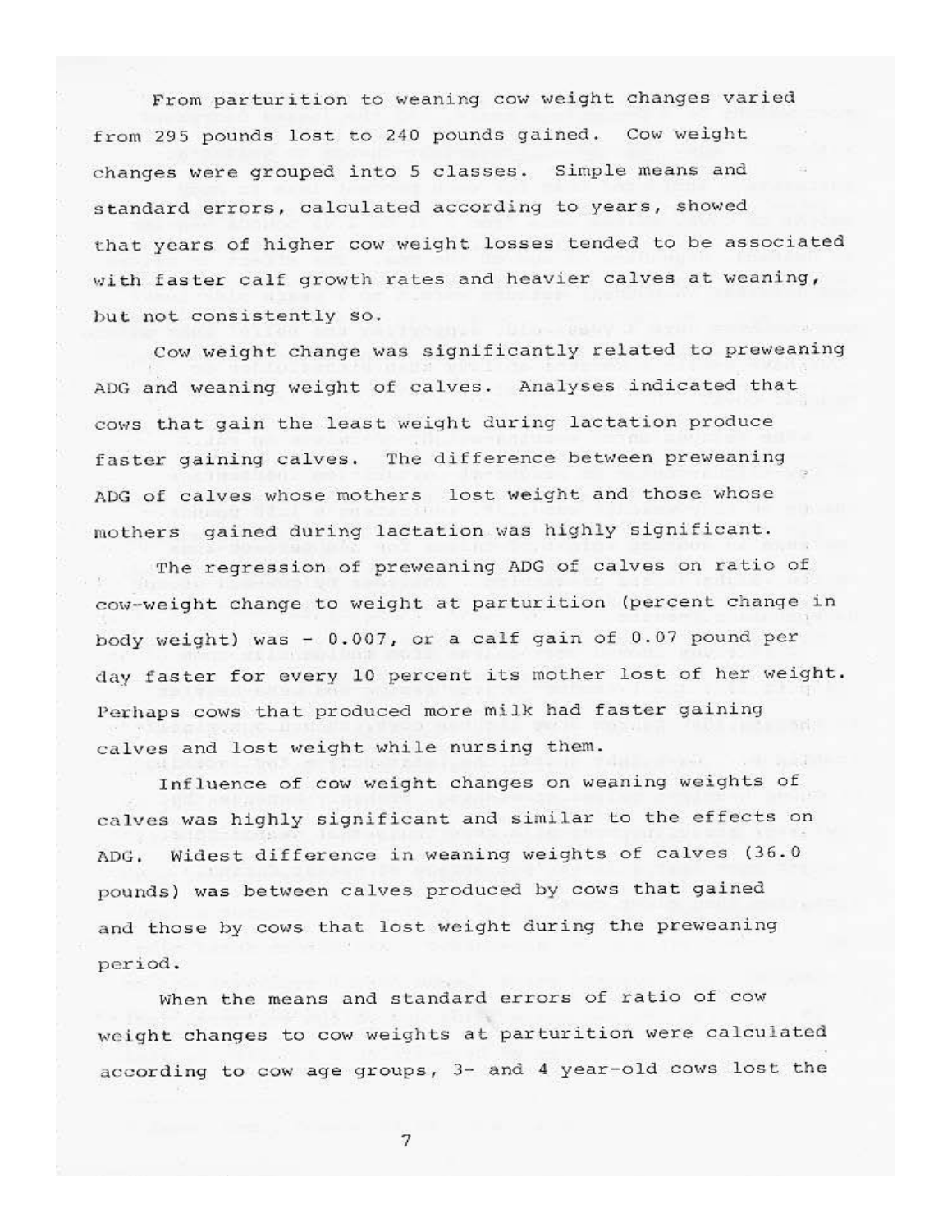From parturition to weaning cow weight changes varied from 295 pounds lost to 240 pounds gained. Cow weight changes were grouped into 5 classes. Simple means and standard errors, calculated according to years, showed that years of higher cow weight losses tended to be associated with faster calf growth rates and heavier calves at weaning, but not consistently so.

Cow weight change was significantly related to preweaning ADG and weaning weight of calves. Analyses indicated that cows that gain the least weight during lactation produce faster gaining calves. The difference between preweaning ADG of calves whose mothers lost weight and those whose mothers gained during lactation was highly significant.

The regression of preweaning ADG of calves on ratio of cow-weight change to weight at parturition (percent change in body weight) was - 0.007, or a calf gain of 0.07 pound per day faster for every 10 percent its mother lost of her weight. Perhaps cows that produced more milk had faster gaining calves and lost weight while nursing them.

Influence of cow weight changes on weaning weights of calves was highly significant and similar to the effects on ADG. Widest difference in weaning weights of calves (36.0 pounds) was between calves produced by cows that gained and those by cows that lost weight during the preweaning period.

When the means and standard errors of ratio of cow weight changes to cow weights at parturition were calculated according to cow age groups, 3- and 4 year-old cows lost the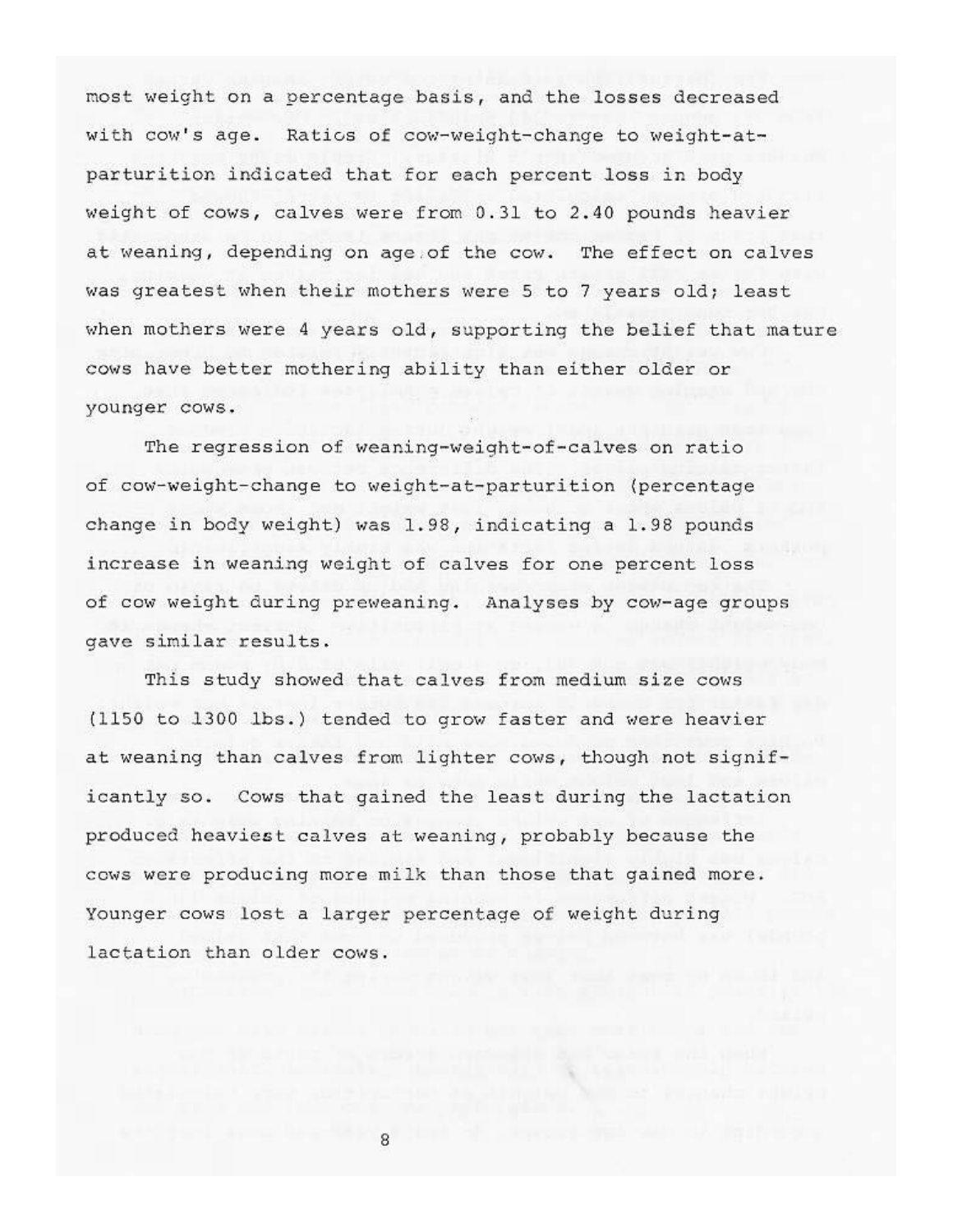most weight on a percentage basis, and the losses decreased with cow's age. Ratios of cow-weight-change to weight-at-parturition indicated that for each percent loss in body weight of cows, calves were from 0.31 to 2.40 pounds heavier at weaning, depending on age of the cow. The effect on calves was greatest when their mothers were 5 to 7 years old; least when mothers were 4 years old, supporting the belief that mature cows have better mothering ability than either older or younger cows.

The regression of weaning-weight-of-calves on ratio of cow-weight-change to weight-at-parturition (percentage change in body weight) was 1.98, indicating a 1.98 pounds increase in weaning weight of calves for one percent loss of cow weight during preweaning. Analyses by cow-age groups gave similar results.

This study showed that calves from medium size cows (1150 to 1300 lbs.) tended to grow faster and were heavier at weaning than calves from lighter cows, though not significantly so. Cows that gained the least during the lactation produced heaviest calves at weaning, probably because the cows were producing more milk than those that gained more. Younger cows lost a larger percentage of weight during lactation than older cows.